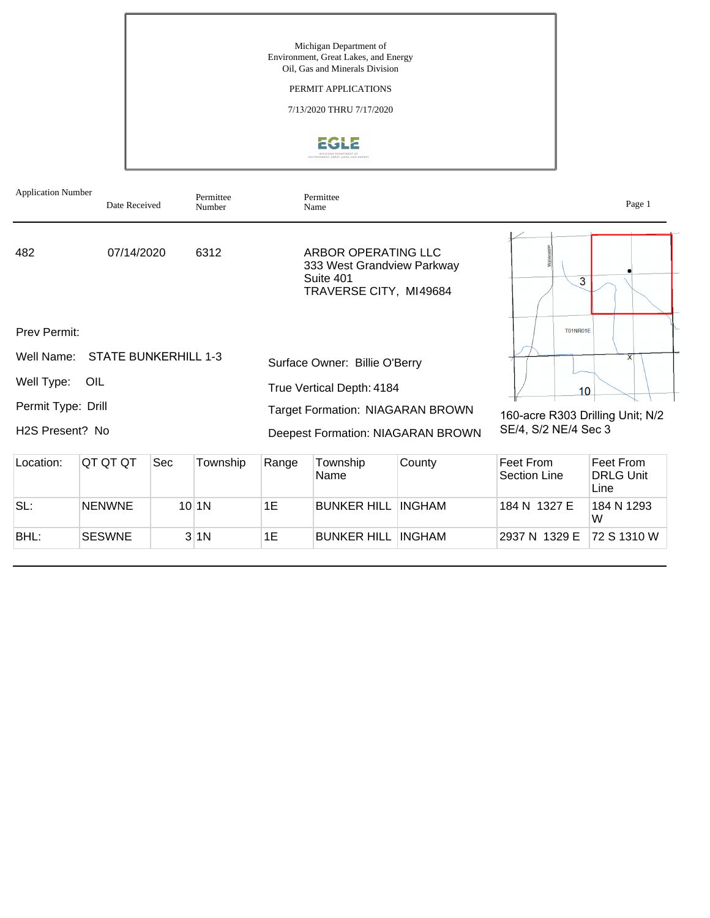Michigan Department of
Environment, Great Lakes, and Energy
Oil, Gas and Minerals Division

PERMIT APPLICATIONS

7/13/2020 THRU 7/17/2020

| Application Number | Date Received | Permittee Number | Permittee Name |
|---|---|---|---|
| 482 | 07/14/2020 | 6312 | ARBOR OPERATING LLC<br>333 West Grandview Parkway<br>Suite 401<br>TRAVERSE CITY, MI49684 |

Prev Permit:

Well Name: STATE BUNKERHILL 1-3

Well Type: OIL

Permit Type: Drill

H2S Present? No

Surface Owner: Billie O'Berry

True Vertical Depth: 4184

Target Formation: NIAGARAN BROWN

Deepest Formation: NIAGARAN BROWN

160-acre R303 Drilling Unit; N/2 SE/4, S/2 NE/4 Sec 3

| Location: | QT QT QT | Sec | Township | Range | Township Name | County | Feet From Section Line | Feet From DRLG Unit Line |
|---|---|---|---|---|---|---|---|---|
| SL: | NENWNE | 10 | 1N | 1E | BUNKER HILL | INGHAM | 184 N 1327 E | 184 N 1293 W |
| BHL: | SESWNE | 3 | 1N | 1E | BUNKER HILL | INGHAM | 2937 N 1329 E | 72 S 1310 W |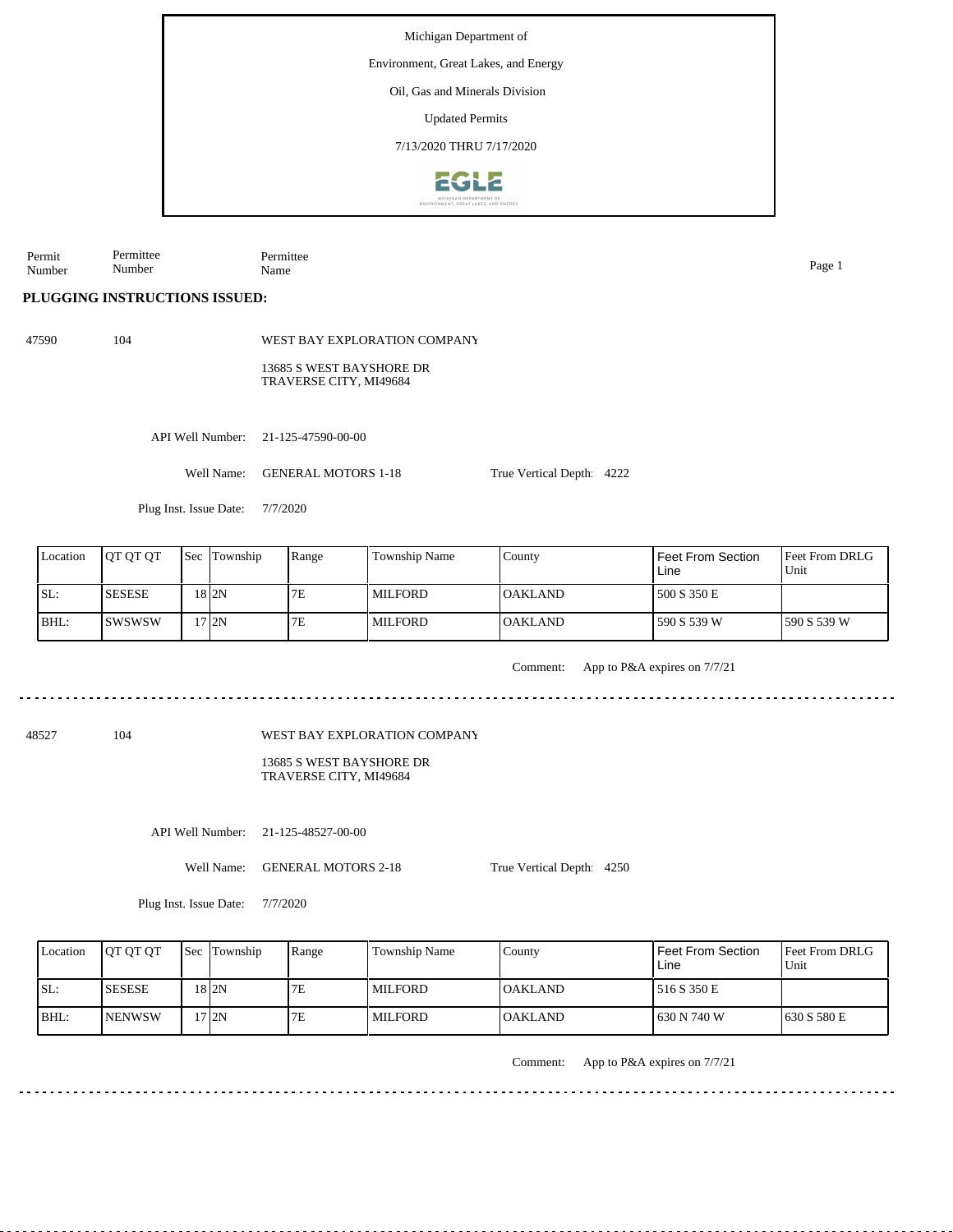Michigan Department of

Environment, Great Lakes, and Energy

Oil, Gas and Minerals Division

Updated Permits

7/13/2020 THRU 7/17/2020

| Permit Number | Permittee Number | Permittee Name |
|---|---|---|

**PLUGGING INSTRUCTIONS ISSUED:**

47590 104 WEST BAY EXPLORATION COMPANY

13685 S WEST BAYSHORE DR
TRAVERSE CITY, MI49684

API Well Number: 21-125-47590-00-00

Well Name: GENERAL MOTORS 1-18 True Vertical Depth: 4222

Plug Inst. Issue Date: 7/7/2020

| Location | QT QT QT | Sec | Township | Range | Township Name | County | Feet From Section Line | Feet From DRLG Unit |
|---|---|---|---|---|---|---|---|---|
| SL: | SESESE | 18 | 2N | 7E | MILFORD | OAKLAND | 500 S 350 E | |
| BHL: | SWSWSW | 17 | 2N | 7E | MILFORD | OAKLAND | 590 S 539 W | 590 S 539 W |

Comment: App to P&A expires on 7/7/21

---

48527 104 WEST BAY EXPLORATION COMPANY

13685 S WEST BAYSHORE DR
TRAVERSE CITY, MI49684

API Well Number: 21-125-48527-00-00

Well Name: GENERAL MOTORS 2-18 True Vertical Depth: 4250

Plug Inst. Issue Date: 7/7/2020

| Location | QT QT QT | Sec | Township | Range | Township Name | County | Feet From Section Line | Feet From DRLG Unit |
|---|---|---|---|---|---|---|---|---|
| SL: | SESESE | 18 | 2N | 7E | MILFORD | OAKLAND | 516 S 350 E | |
| BHL: | NENWSW | 17 | 2N | 7E | MILFORD | OAKLAND | 630 N 740 W | 630 S 580 E |

Comment: App to P&A expires on 7/7/21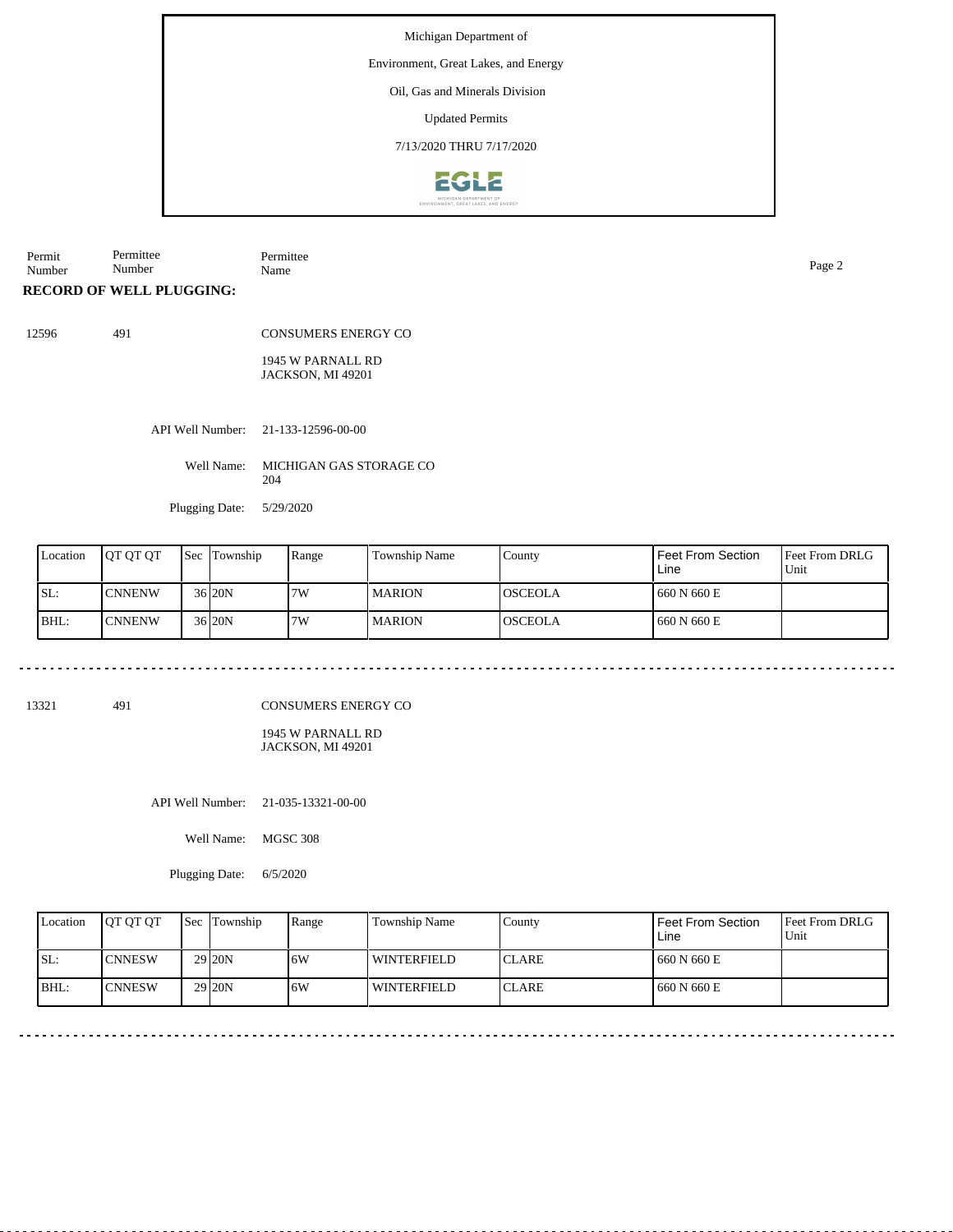Michigan Department of

Environment, Great Lakes, and Energy

Oil, Gas and Minerals Division

Updated Permits

7/13/2020 THRU 7/17/2020

| Permit Number | Permittee Number | Permittee Name |
|---|---|---|

**RECORD OF WELL PLUGGING:**

12596 491 CONSUMERS ENERGY CO

1945 W PARNALL RD
JACKSON, MI 49201

API Well Number: 21-133-12596-00-00

Well Name: MICHIGAN GAS STORAGE CO 204

Plugging Date: 5/29/2020

| Location | QT QT QT | Sec | Township | Range | Township Name | County | Feet From Section Line | Feet From DRLG Unit |
|---|---|---|---|---|---|---|---|---|
| SL: | CNNENW | 36 | 20N | 7W | MARION | OSCEOLA | 660 N 660 E | |
| BHL: | CNNENW | 36 | 20N | 7W | MARION | OSCEOLA | 660 N 660 E | |

---

13321 491 CONSUMERS ENERGY CO

1945 W PARNALL RD
JACKSON, MI 49201

API Well Number: 21-035-13321-00-00

Well Name: MGSC 308

Plugging Date: 6/5/2020

| Location | QT QT QT | Sec | Township | Range | Township Name | County | Feet From Section Line | Feet From DRLG Unit |
|---|---|---|---|---|---|---|---|---|
| SL: | CNNESW | 29 | 20N | 6W | WINTERFIELD | CLARE | 660 N 660 E | |
| BHL: | CNNESW | 29 | 20N | 6W | WINTERFIELD | CLARE | 660 N 660 E | |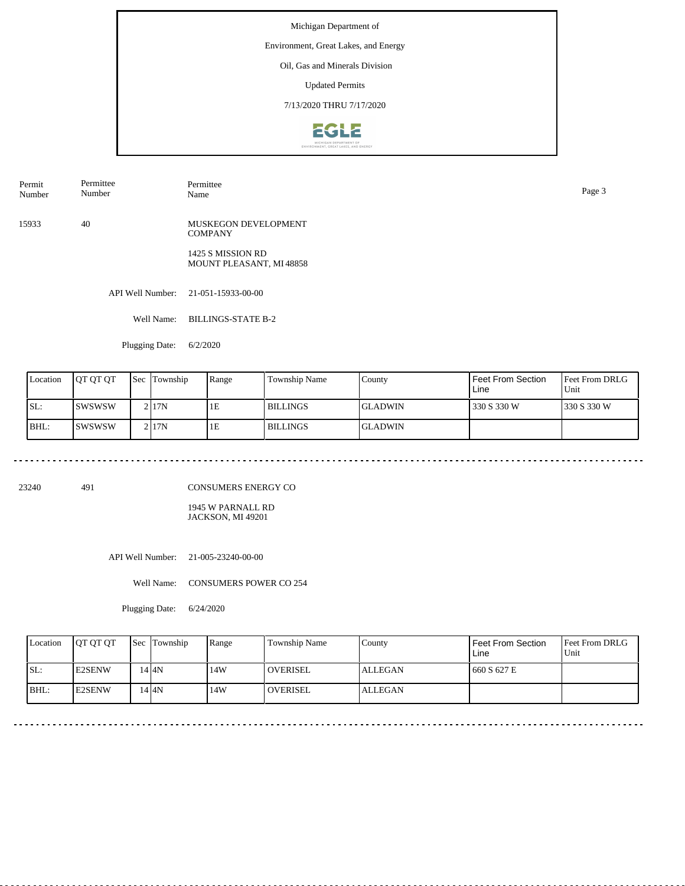Michigan Department of

Environment, Great Lakes, and Energy

Oil, Gas and Minerals Division

Updated Permits

7/13/2020 THRU 7/17/2020

| Permit Number | Permittee Number | Permittee Name |
|---|---|---|
| 15933 | 40 | MUSKEGON DEVELOPMENT COMPANY<br>1425 S MISSION RD<br>MOUNT PLEASANT, MI 48858 |

API Well Number: 21-051-15933-00-00

Well Name: BILLINGS-STATE B-2

Plugging Date: 6/2/2020

| Location | QT QT QT | Sec | Township | Range | Township Name | County | Feet From Section Line | Feet From DRLG Unit |
|---|---|---|---|---|---|---|---|---|
| SL: | SWSWSW | 2 | 17N | 1E | BILLINGS | GLADWIN | 330 S 330 W | 330 S 330 W |
| BHL: | SWSWSW | 2 | 17N | 1E | BILLINGS | GLADWIN | | |

---

| Permit Number | Permittee Number | Permittee Name |
|---|---|---|
| 23240 | 491 | CONSUMERS ENERGY CO<br>1945 W PARNALL RD<br>JACKSON, MI 49201 |

API Well Number: 21-005-23240-00-00

Well Name: CONSUMERS POWER CO 254

Plugging Date: 6/24/2020

| Location | QT QT QT | Sec | Township | Range | Township Name | County | Feet From Section Line | Feet From DRLG Unit |
|---|---|---|---|---|---|---|---|---|
| SL: | E2SENW | 14 | 4N | 14W | OVERISEL | ALLEGAN | 660 S 627 E | |
| BHL: | E2SENW | 14 | 4N | 14W | OVERISEL | ALLEGAN | | |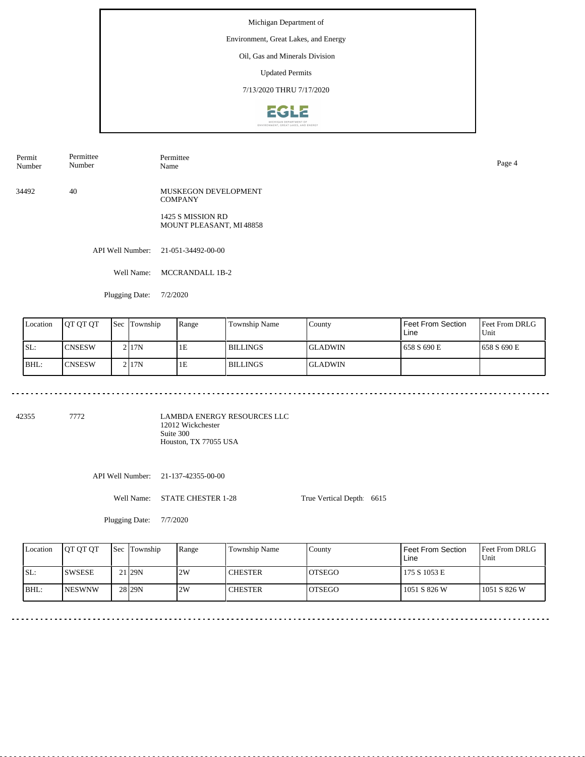Michigan Department of

Environment, Great Lakes, and Energy

Oil, Gas and Minerals Division

Updated Permits

7/13/2020 THRU 7/17/2020

| Permit Number | Permittee Number | Permittee Name |
|---|---|---|

34492 40 MUSKEGON DEVELOPMENT COMPANY

1425 S MISSION RD
MOUNT PLEASANT, MI 48858

API Well Number: 21-051-34492-00-00

Well Name: MCCRANDALL 1B-2

Plugging Date: 7/2/2020

| Location | QT QT QT | Sec | Township | Range | Township Name | County | Feet From Section Line | Feet From DRLG Unit |
|---|---|---|---|---|---|---|---|---|
| SL: | CNSESW | 2 | 17N | 1E | BILLINGS | GLADWIN | 658 S 690 E | 658 S 690 E |
| BHL: | CNSESW | 2 | 17N | 1E | BILLINGS | GLADWIN | | |

42355 7772 LAMBDA ENERGY RESOURCES LLC
12012 Wickchester
Suite 300
Houston, TX 77055 USA

API Well Number: 21-137-42355-00-00

Well Name: STATE CHESTER 1-28 True Vertical Depth: 6615

Plugging Date: 7/7/2020

| Location | QT QT QT | Sec | Township | Range | Township Name | County | Feet From Section Line | Feet From DRLG Unit |
|---|---|---|---|---|---|---|---|---|
| SL: | SWSESE | 21 | 29N | 2W | CHESTER | OTSEGO | 175 S 1053 E | |
| BHL: | NESWNW | 28 | 29N | 2W | CHESTER | OTSEGO | 1051 S 826 W | 1051 S 826 W |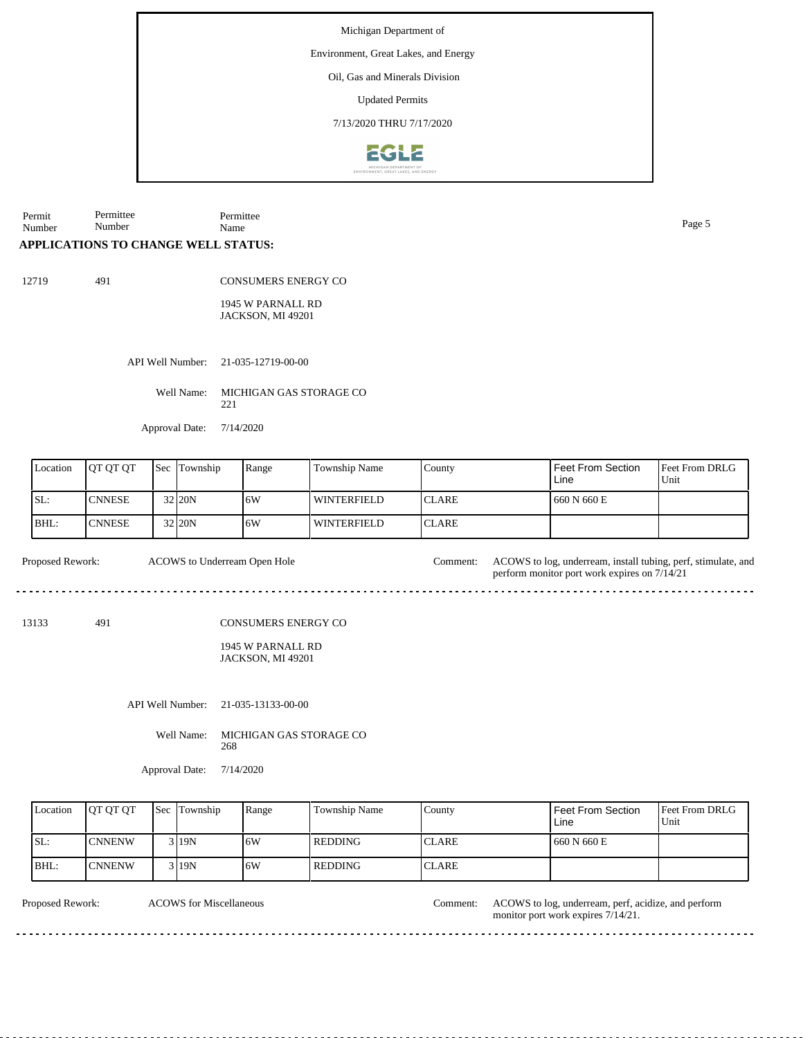Michigan Department of

Environment, Great Lakes, and Energy

Oil, Gas and Minerals Division

Updated Permits

7/13/2020 THRU 7/17/2020

| Permit Number | Permittee Number | Permittee Name |
|---|---|---|

## APPLICATIONS TO CHANGE WELL STATUS:

12719 491 CONSUMERS ENERGY CO

1945 W PARNALL RD
JACKSON, MI 49201

API Well Number: 21-035-12719-00-00

Well Name: MICHIGAN GAS STORAGE CO 221

Approval Date: 7/14/2020

| Location | QT QT QT | Sec | Township | Range | Township Name | County | Feet From Section Line | Feet From DRLG Unit |
|---|---|---|---|---|---|---|---|---|
| SL: | CNNESE | 32 | 20N | 6W | WINTERFIELD | CLARE | 660 N 660 E | |
| BHL: | CNNESE | 32 | 20N | 6W | WINTERFIELD | CLARE | | |

Proposed Rework: ACOWS to Underream Open Hole

Comment: ACOWS to log, underream, install tubing, perf, stimulate, and perform monitor port work expires on 7/14/21

---

13133 491 CONSUMERS ENERGY CO

1945 W PARNALL RD
JACKSON, MI 49201

API Well Number: 21-035-13133-00-00

Well Name: MICHIGAN GAS STORAGE CO 268

Approval Date: 7/14/2020

| Location | QT QT QT | Sec | Township | Range | Township Name | County | Feet From Section Line | Feet From DRLG Unit |
|---|---|---|---|---|---|---|---|---|
| SL: | CNNENW | 3 | 19N | 6W | REDDING | CLARE | 660 N 660 E | |
| BHL: | CNNENW | 3 | 19N | 6W | REDDING | CLARE | | |

Proposed Rework: ACOWS for Miscellaneous

Comment: ACOWS to log, underream, perf, acidize, and perform monitor port work expires 7/14/21.

---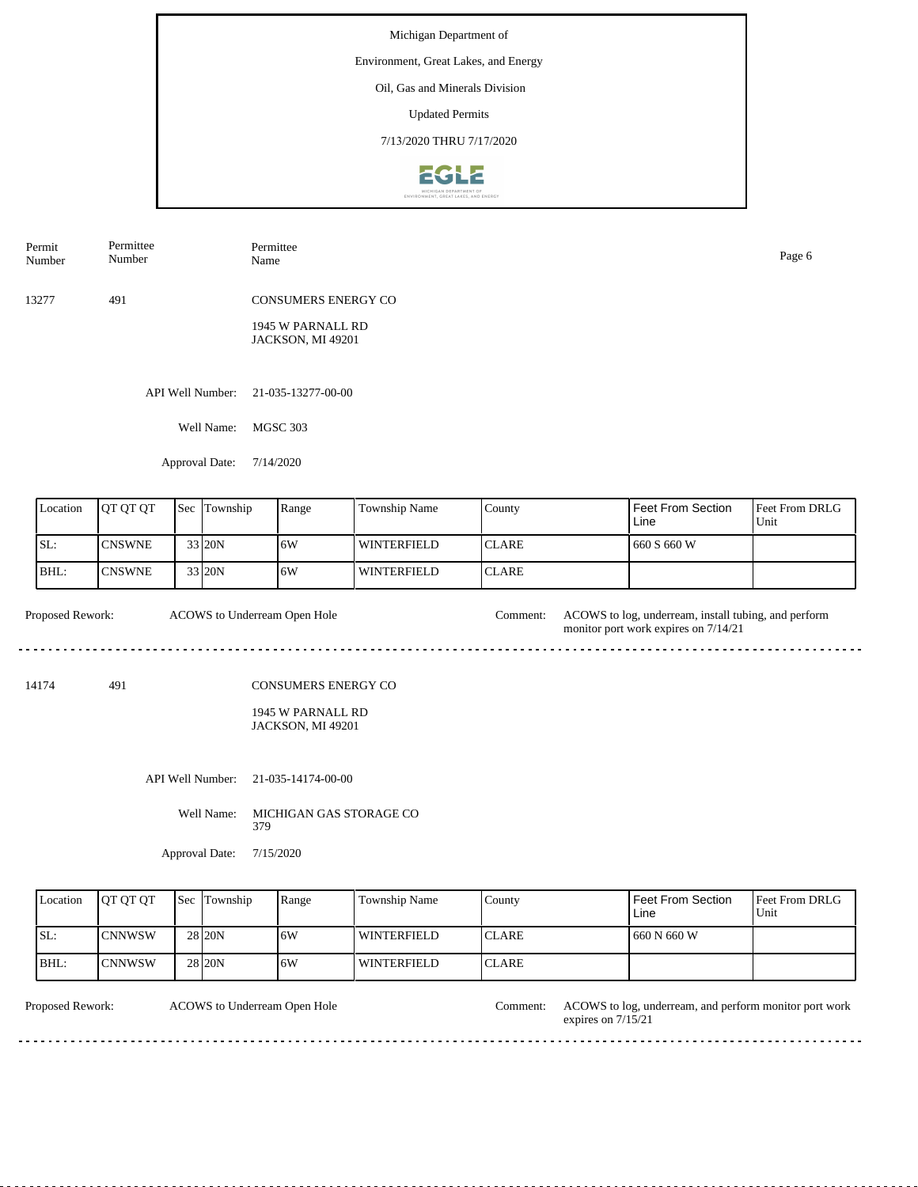Michigan Department of

Environment, Great Lakes, and Energy

Oil, Gas and Minerals Division

Updated Permits

7/13/2020 THRU 7/17/2020

| Permit Number | Permittee Number | Permittee Name |
|---|---|---|
| 13277 | 491 | CONSUMERS ENERGY CO<br>1945 W PARNALL RD<br>JACKSON, MI 49201 |

API Well Number: 21-035-13277-00-00

Well Name: MGSC 303

Approval Date: 7/14/2020

| Location | QT QT QT | Sec | Township | Range | Township Name | County | Feet From Section Line | Feet From DRLG Unit |
|---|---|---|---|---|---|---|---|---|
| SL: | CNSWNE | 33 | 20N | 6W | WINTERFIELD | CLARE | 660 S 660 W | |
| BHL: | CNSWNE | 33 | 20N | 6W | WINTERFIELD | CLARE | | |

Proposed Rework: ACOWS to Underream Open Hole

Comment: ACOWS to log, underream, install tubing, and perform monitor port work expires on 7/14/21

---

| Permit Number | Permittee Number | Permittee Name |
|---|---|---|
| 14174 | 491 | CONSUMERS ENERGY CO<br>1945 W PARNALL RD<br>JACKSON, MI 49201 |

API Well Number: 21-035-14174-00-00

Well Name: MICHIGAN GAS STORAGE CO 379

Approval Date: 7/15/2020

| Location | QT QT QT | Sec | Township | Range | Township Name | County | Feet From Section Line | Feet From DRLG Unit |
|---|---|---|---|---|---|---|---|---|
| SL: | CNNWSW | 28 | 20N | 6W | WINTERFIELD | CLARE | 660 N 660 W | |
| BHL: | CNNWSW | 28 | 20N | 6W | WINTERFIELD | CLARE | | |

Proposed Rework: ACOWS to Underream Open Hole

Comment: ACOWS to log, underream, and perform monitor port work expires on 7/15/21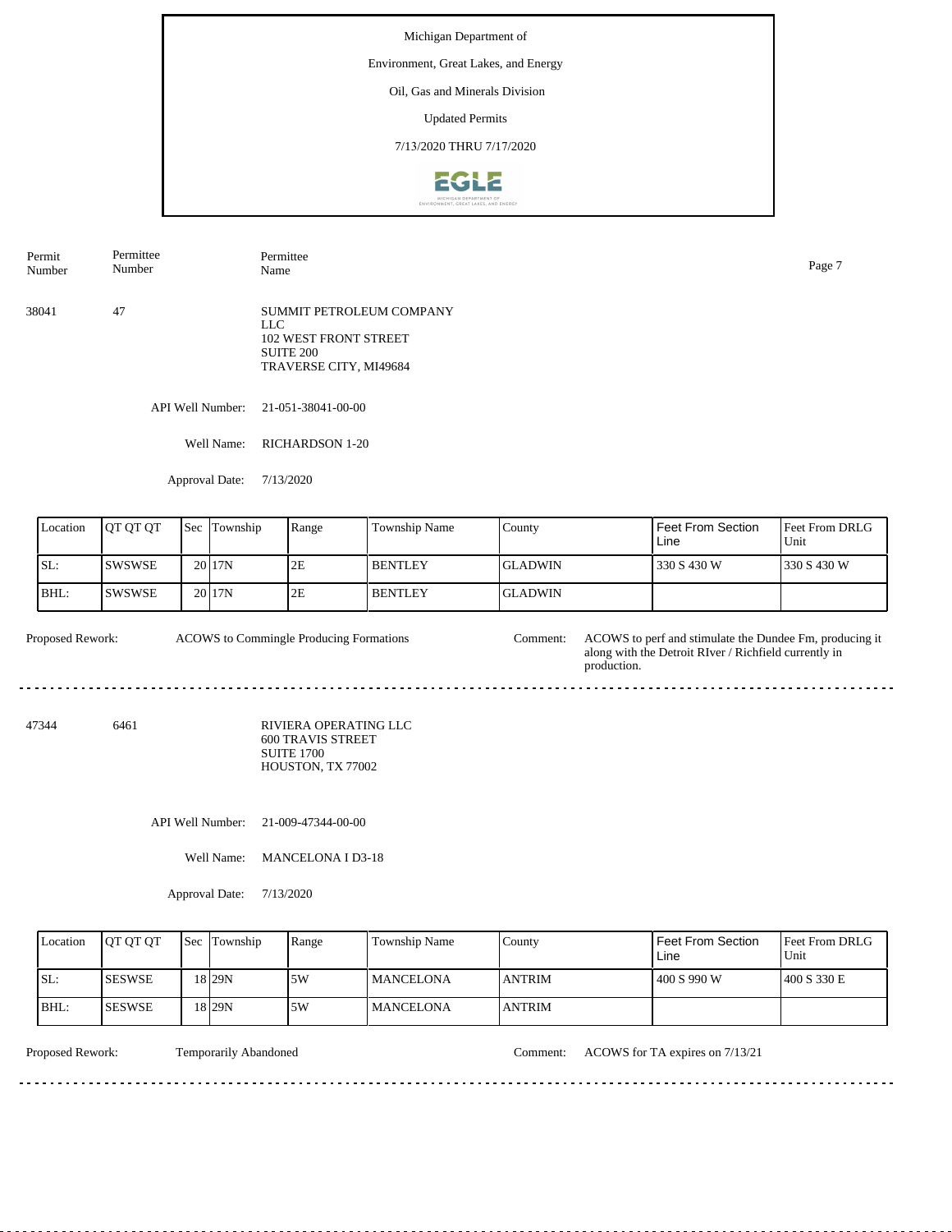Michigan Department of

Environment, Great Lakes, and Energy

Oil, Gas and Minerals Division

Updated Permits

7/13/2020 THRU 7/17/2020

| Permit Number | Permittee Number | Permittee Name |
|---|---|---|
| 38041 | 47 | SUMMIT PETROLEUM COMPANY LLC<br>102 WEST FRONT STREET<br>SUITE 200<br>TRAVERSE CITY, MI49684 |

API Well Number: 21-051-38041-00-00

Well Name: RICHARDSON 1-20

Approval Date: 7/13/2020

| Location | QT QT QT | Sec | Township | Range | Township Name | County | Feet From Section Line | Feet From DRLG Unit |
|---|---|---|---|---|---|---|---|---|
| SL: | SWSWSE | 20 | 17N | 2E | BENTLEY | GLADWIN | 330 S 430 W | 330 S 430 W |
| BHL: | SWSWSE | 20 | 17N | 2E | BENTLEY | GLADWIN | | |

Proposed Rework: ACOWS to Commingle Producing Formations

Comment: ACOWS to perf and stimulate the Dundee Fm, producing it along with the Detroit RIver / Richfield currently in production.

---

| Permit Number | Permittee Number | Permittee Name |
|---|---|---|
| 47344 | 6461 | RIVIERA OPERATING LLC<br>600 TRAVIS STREET<br>SUITE 1700<br>HOUSTON, TX 77002 |

API Well Number: 21-009-47344-00-00

Well Name: MANCELONA I D3-18

Approval Date: 7/13/2020

| Location | QT QT QT | Sec | Township | Range | Township Name | County | Feet From Section Line | Feet From DRLG Unit |
|---|---|---|---|---|---|---|---|---|
| SL: | SESWSE | 18 | 29N | 5W | MANCELONA | ANTRIM | 400 S 990 W | 400 S 330 E |
| BHL: | SESWSE | 18 | 29N | 5W | MANCELONA | ANTRIM | | |

Proposed Rework: Temporarily Abandoned

Comment: ACOWS for TA expires on 7/13/21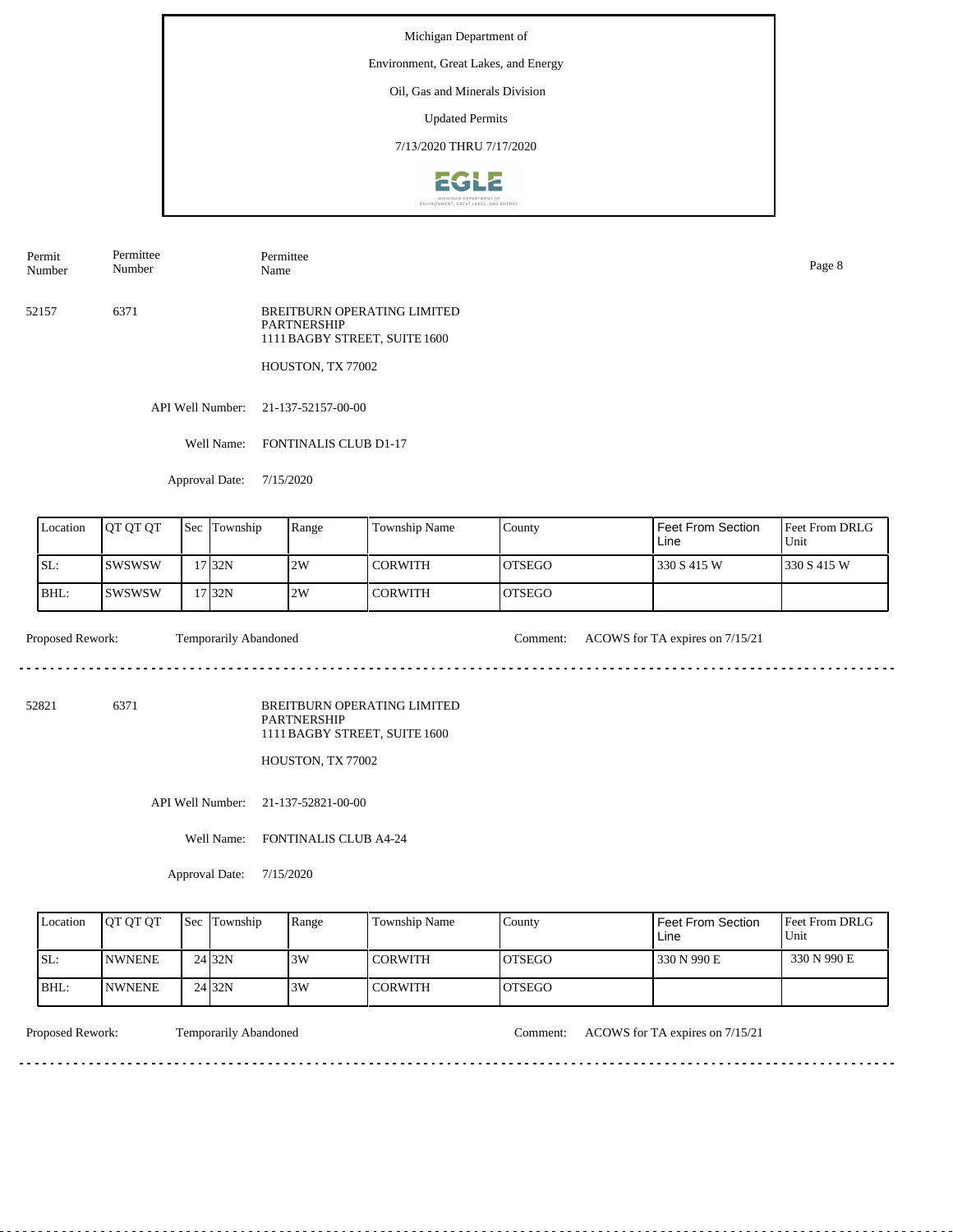Michigan Department of

Environment, Great Lakes, and Energy

Oil, Gas and Minerals Division

Updated Permits

7/13/2020 THRU 7/17/2020

| Permit Number | Permittee Number | Permittee Name |
|---|---|---|
| 52157 | 6371 | BREITBURN OPERATING LIMITED PARTNERSHIP<br>1111 BAGBY STREET, SUITE 1600<br>HOUSTON, TX 77002 |

API Well Number: 21-137-52157-00-00

Well Name: FONTINALIS CLUB D1-17

Approval Date: 7/15/2020

| Location | QT QT QT | Sec | Township | Range | Township Name | County | Feet From Section Line | Feet From DRLG Unit |
|---|---|---|---|---|---|---|---|---|
| SL: | SWSWSW | 17 | 32N | 2W | CORWITH | OTSEGO | 330 S 415 W | 330 S 415 W |
| BHL: | SWSWSW | 17 | 32N | 2W | CORWITH | OTSEGO | | |

Proposed Rework: Temporarily Abandoned

Comment: ACOWS for TA expires on 7/15/21

---

| Permit Number | Permittee Number | Permittee Name |
|---|---|---|
| 52821 | 6371 | BREITBURN OPERATING LIMITED PARTNERSHIP<br>1111 BAGBY STREET, SUITE 1600<br>HOUSTON, TX 77002 |

API Well Number: 21-137-52821-00-00

Well Name: FONTINALIS CLUB A4-24

Approval Date: 7/15/2020

| Location | QT QT QT | Sec | Township | Range | Township Name | County | Feet From Section Line | Feet From DRLG Unit |
|---|---|---|---|---|---|---|---|---|
| SL: | NWNENE | 24 | 32N | 3W | CORWITH | OTSEGO | 330 N 990 E | 330 N 990 E |
| BHL: | NWNENE | 24 | 32N | 3W | CORWITH | OTSEGO | | |

Proposed Rework: Temporarily Abandoned

Comment: ACOWS for TA expires on 7/15/21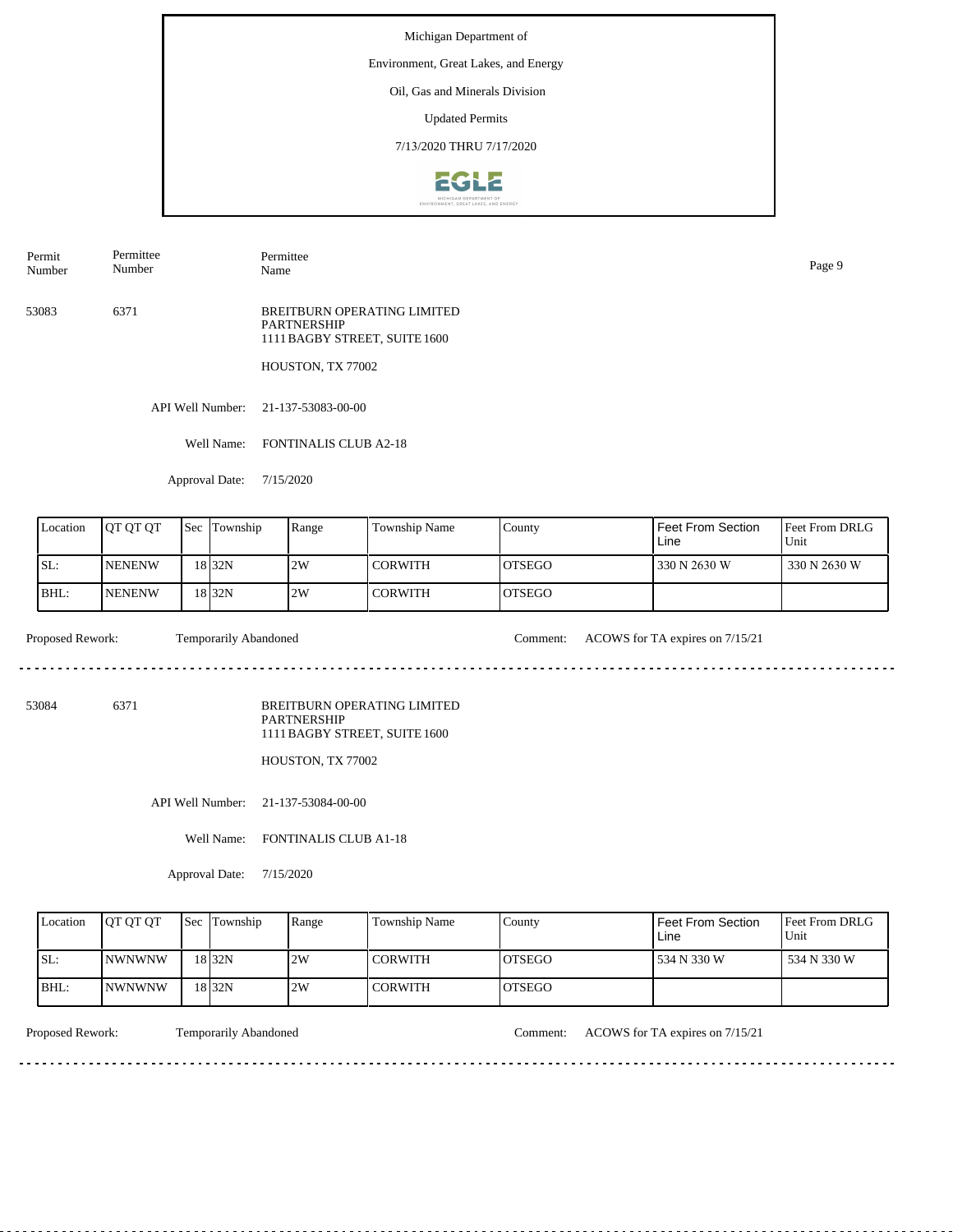Michigan Department of

Environment, Great Lakes, and Energy

Oil, Gas and Minerals Division

Updated Permits

7/13/2020 THRU 7/17/2020

| Permit Number | Permittee Number | Permittee Name |
|---|---|---|
| 53083 | 6371 | BREITBURN OPERATING LIMITED PARTNERSHIP<br>1111 BAGBY STREET, SUITE 1600<br><br>HOUSTON, TX 77002 |

API Well Number: 21-137-53083-00-00

Well Name: FONTINALIS CLUB A2-18

Approval Date: 7/15/2020

| Location | QT QT QT | Sec | Township | Range | Township Name | County | Feet From Section Line | Feet From DRLG Unit |
|---|---|---|---|---|---|---|---|---|
| SL: | NENENW | 18 | 32N | 2W | CORWITH | OTSEGO | 330 N 2630 W | 330 N 2630 W |
| BHL: | NENENW | 18 | 32N | 2W | CORWITH | OTSEGO | | |

Proposed Rework: Temporarily Abandoned

Comment: ACOWS for TA expires on 7/15/21

---

| Permit Number | Permittee Number | Permittee Name |
|---|---|---|
| 53084 | 6371 | BREITBURN OPERATING LIMITED PARTNERSHIP<br>1111 BAGBY STREET, SUITE 1600<br><br>HOUSTON, TX 77002 |

API Well Number: 21-137-53084-00-00

Well Name: FONTINALIS CLUB A1-18

Approval Date: 7/15/2020

| Location | QT QT QT | Sec | Township | Range | Township Name | County | Feet From Section Line | Feet From DRLG Unit |
|---|---|---|---|---|---|---|---|---|
| SL: | NWNWNW | 18 | 32N | 2W | CORWITH | OTSEGO | 534 N 330 W | 534 N 330 W |
| BHL: | NWNWNW | 18 | 32N | 2W | CORWITH | OTSEGO | | |

Proposed Rework: Temporarily Abandoned

Comment: ACOWS for TA expires on 7/15/21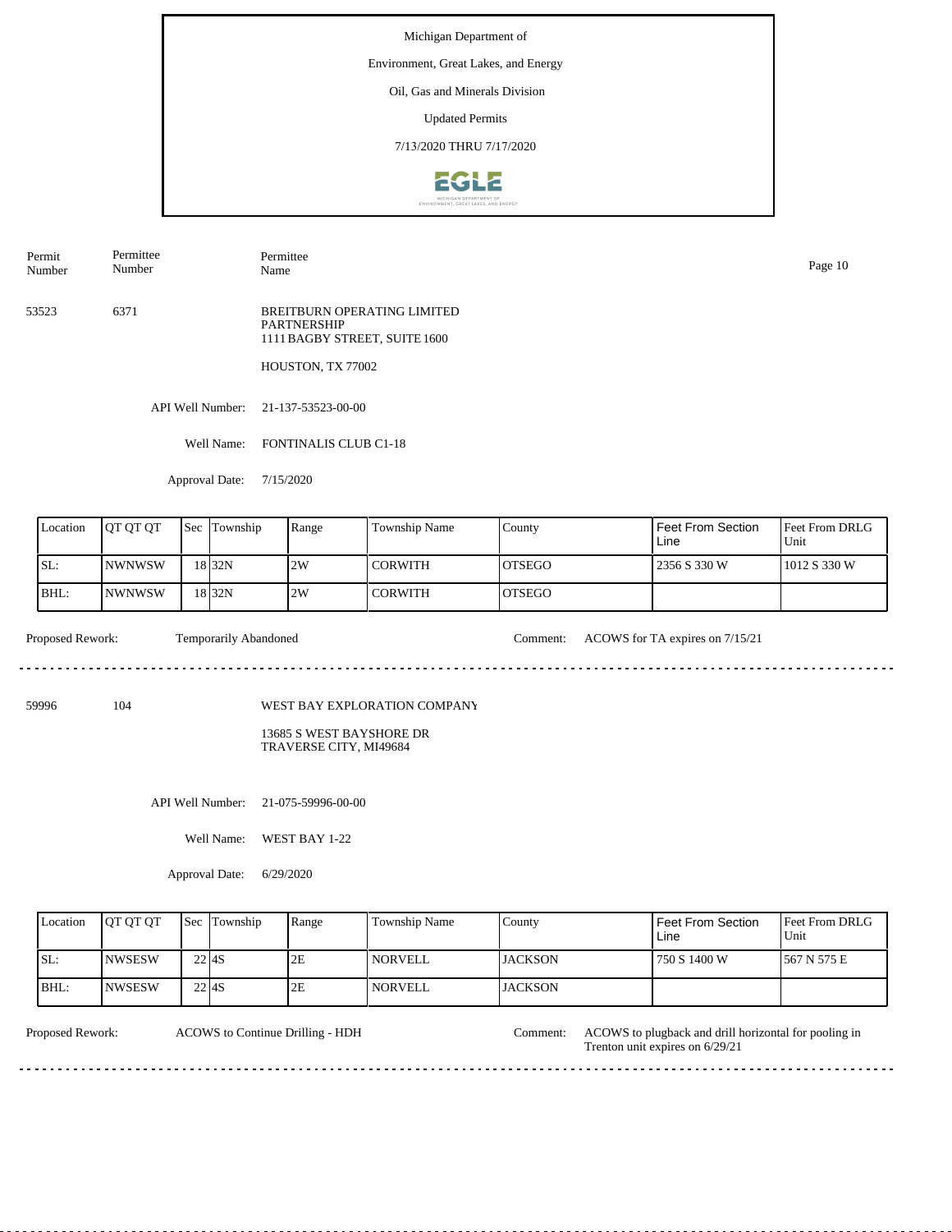Michigan Department of

Environment, Great Lakes, and Energy

Oil, Gas and Minerals Division

Updated Permits

7/13/2020 THRU 7/17/2020

| Permit Number | Permittee Number | Permittee Name |
|---|---|---|
| 53523 | 6371 | BREITBURN OPERATING LIMITED PARTNERSHIP<br>1111 BAGBY STREET, SUITE 1600<br>HOUSTON, TX 77002 |

API Well Number: 21-137-53523-00-00

Well Name: FONTINALIS CLUB C1-18

Approval Date: 7/15/2020

| Location | QT QT QT | Sec | Township | Range | Township Name | County | Feet From Section Line | Feet From DRLG Unit |
|---|---|---|---|---|---|---|---|---|
| SL: | NWNWSW | 18 | 32N | 2W | CORWITH | OTSEGO | 2356 S 330 W | 1012 S 330 W |
| BHL: | NWNWSW | 18 | 32N | 2W | CORWITH | OTSEGO | | |

Proposed Rework: Temporarily Abandoned

Comment: ACOWS for TA expires on 7/15/21

---

| Permit Number | Permittee Number | Permittee Name |
|---|---|---|
| 59996 | 104 | WEST BAY EXPLORATION COMPANY<br>13685 S WEST BAYSHORE DR<br>TRAVERSE CITY, MI49684 |

API Well Number: 21-075-59996-00-00

Well Name: WEST BAY 1-22

Approval Date: 6/29/2020

| Location | QT QT QT | Sec | Township | Range | Township Name | County | Feet From Section Line | Feet From DRLG Unit |
|---|---|---|---|---|---|---|---|---|
| SL: | NWSESW | 22 | 4S | 2E | NORVELL | JACKSON | 750 S 1400 W | 567 N 575 E |
| BHL: | NWSESW | 22 | 4S | 2E | NORVELL | JACKSON | | |

Proposed Rework: ACOWS to Continue Drilling - HDH

Comment: ACOWS to plugback and drill horizontal for pooling in Trenton unit expires on 6/29/21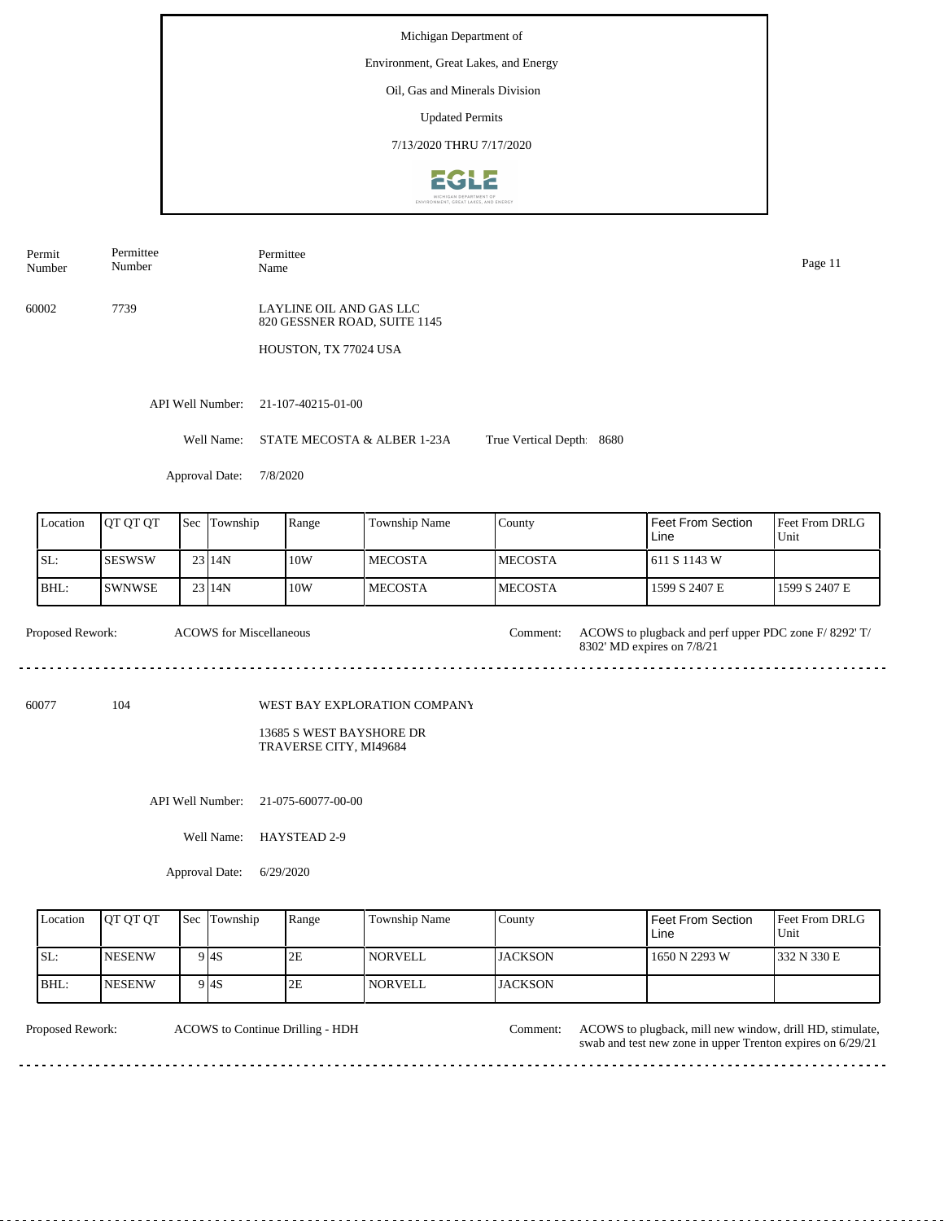Michigan Department of

Environment, Great Lakes, and Energy

Oil, Gas and Minerals Division

Updated Permits

7/13/2020 THRU 7/17/2020

| Permit Number | Permittee Number | Permittee Name |
|---|---|---|
| 60002 | 7739 | LAYLINE OIL AND GAS LLC<br>820 GESSNER ROAD, SUITE 1145<br>HOUSTON, TX 77024 USA |

API Well Number: 21-107-40215-01-00

Well Name: STATE MECOSTA & ALBER 1-23A

True Vertical Depth: 8680

Approval Date: 7/8/2020

| Location | QT QT QT | Sec | Township | Range | Township Name | County | Feet From Section Line | Feet From DRLG Unit |
|---|---|---|---|---|---|---|---|---|
| SL: | SESWSW | 23 | 14N | 10W | MECOSTA | MECOSTA | 611 S 1143 W | |
| BHL: | SWNWSE | 23 | 14N | 10W | MECOSTA | MECOSTA | 1599 S 2407 E | 1599 S 2407 E |

Proposed Rework: ACOWS for Miscellaneous

Comment: ACOWS to plugback and perf upper PDC zone F/ 8292' T/ 8302' MD expires on 7/8/21

---

| Permit Number | Permittee Number | Permittee Name |
|---|---|---|
| 60077 | 104 | WEST BAY EXPLORATION COMPANY<br>13685 S WEST BAYSHORE DR<br>TRAVERSE CITY, MI49684 |

API Well Number: 21-075-60077-00-00

Well Name: HAYSTEAD 2-9

Approval Date: 6/29/2020

| Location | QT QT QT | Sec | Township | Range | Township Name | County | Feet From Section Line | Feet From DRLG Unit |
|---|---|---|---|---|---|---|---|---|
| SL: | NESENW | 9 | 4S | 2E | NORVELL | JACKSON | 1650 N 2293 W | 332 N 330 E |
| BHL: | NESENW | 9 | 4S | 2E | NORVELL | JACKSON | | |

Proposed Rework: ACOWS to Continue Drilling - HDH

Comment: ACOWS to plugback, mill new window, drill HD, stimulate, swab and test new zone in upper Trenton expires on 6/29/21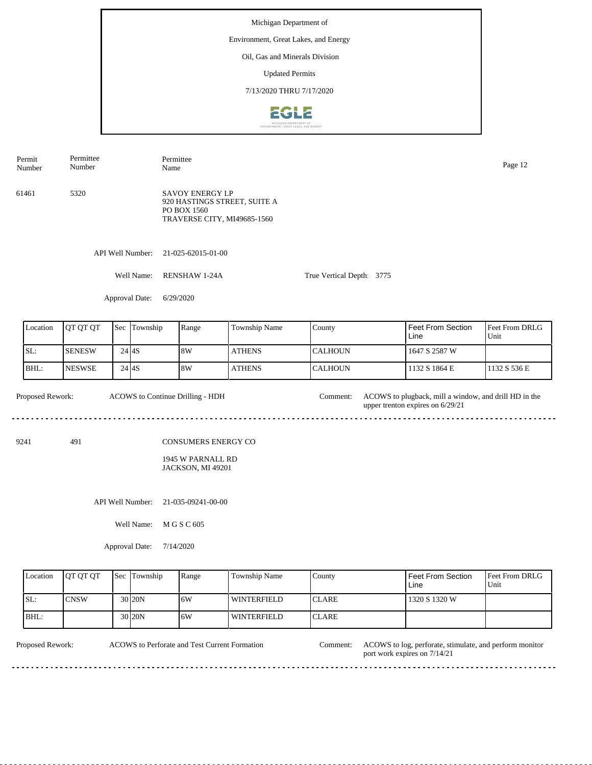Michigan Department of

Environment, Great Lakes, and Energy

Oil, Gas and Minerals Division

Updated Permits

7/13/2020 THRU 7/17/2020

| Permit Number | Permittee Number | Permittee Name |
|---|---|---|
| 61461 | 5320 | SAVOY ENERGY LP<br>920 HASTINGS STREET, SUITE A<br>PO BOX 1560<br>TRAVERSE CITY, MI49685-1560 |

API Well Number: 21-025-62015-01-00

Well Name: RENSHAW 1-24A

True Vertical Depth: 3775

Approval Date: 6/29/2020

| Location | QT QT QT | Sec | Township | Range | Township Name | County | Feet From Section Line | Feet From DRLG Unit |
|---|---|---|---|---|---|---|---|---|
| SL: | SENESW | 24 | 4S | 8W | ATHENS | CALHOUN | 1647 S 2587 W | |
| BHL: | NESWSE | 24 | 4S | 8W | ATHENS | CALHOUN | 1132 S 1864 E | 1132 S 536 E |

Proposed Rework: ACOWS to Continue Drilling - HDH

Comment: ACOWS to plugback, mill a window, and drill HD in the upper trenton expires on 6/29/21

---

| Permit Number | Permittee Number | Permittee Name |
|---|---|---|
| 9241 | 491 | CONSUMERS ENERGY CO<br>1945 W PARNALL RD<br>JACKSON, MI 49201 |

API Well Number: 21-035-09241-00-00

Well Name: M G S C 605

Approval Date: 7/14/2020

| Location | QT QT QT | Sec | Township | Range | Township Name | County | Feet From Section Line | Feet From DRLG Unit |
|---|---|---|---|---|---|---|---|---|
| SL: | CNSW | 30 | 20N | 6W | WINTERFIELD | CLARE | 1320 S 1320 W | |
| BHL: | | 30 | 20N | 6W | WINTERFIELD | CLARE | | |

Proposed Rework: ACOWS to Perforate and Test Current Formation

Comment: ACOWS to log, perforate, stimulate, and perform monitor port work expires on 7/14/21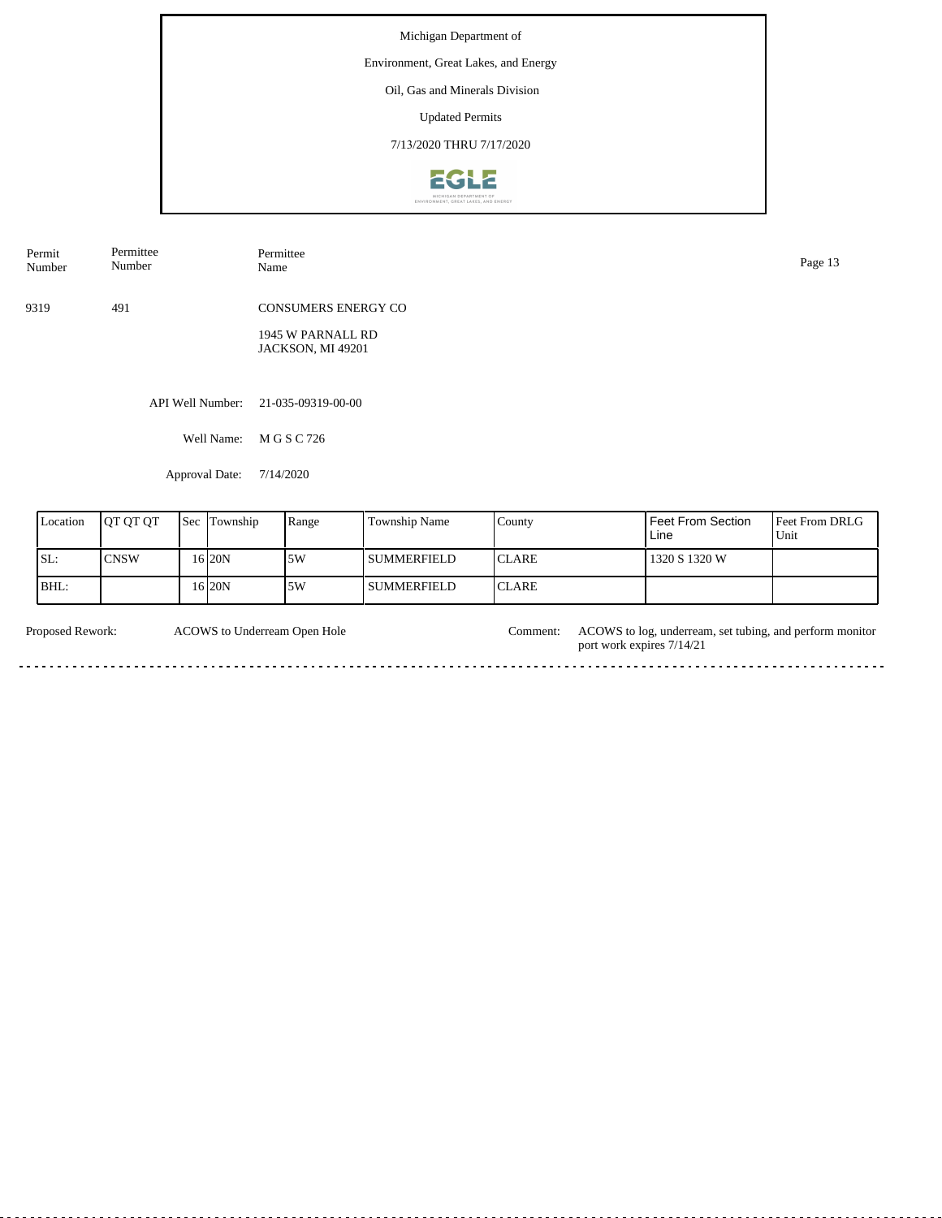Michigan Department of

Environment, Great Lakes, and Energy

Oil, Gas and Minerals Division

Updated Permits

7/13/2020 THRU 7/17/2020

| Permit Number | Permittee Number | Permittee Name |
|---|---|---|
| 9319 | 491 | CONSUMERS ENERGY CO<br>1945 W PARNALL RD<br>JACKSON, MI 49201 |

API Well Number: 21-035-09319-00-00

Well Name: M G S C 726

Approval Date: 7/14/2020

| Location | QT QT QT | Sec | Township | Range | Township Name | County | Feet From Section Line | Feet From DRLG Unit |
|---|---|---|---|---|---|---|---|---|
| SL: | CNSW | 16 | 20N | 5W | SUMMERFIELD | CLARE | 1320 S 1320 W | |
| BHL: | | 16 | 20N | 5W | SUMMERFIELD | CLARE | | |

Proposed Rework: ACOWS to Underream Open Hole

Comment: ACOWS to log, underream, set tubing, and perform monitor port work expires 7/14/21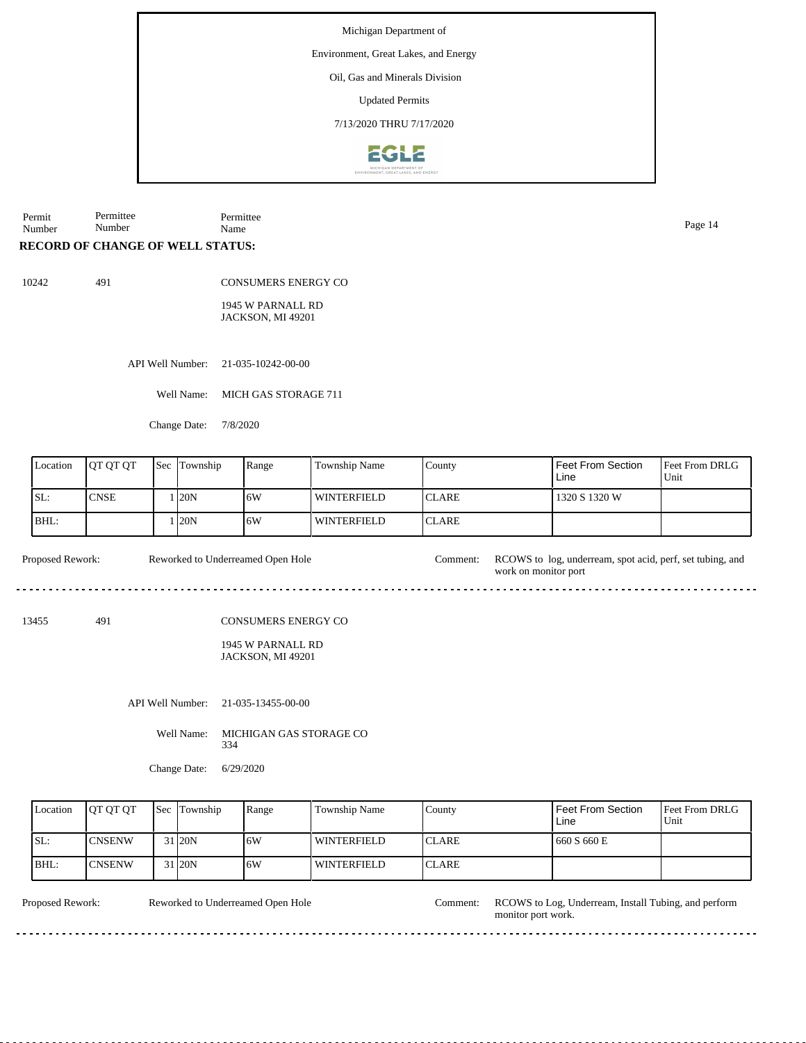Michigan Department of

Environment, Great Lakes, and Energy

Oil, Gas and Minerals Division

Updated Permits

7/13/2020 THRU 7/17/2020

| Permit Number | Permittee Number | Permittee Name |
|---|---|---|

**RECORD OF CHANGE OF WELL STATUS:**

10242 491 CONSUMERS ENERGY CO

1945 W PARNALL RD
JACKSON, MI 49201

API Well Number: 21-035-10242-00-00

Well Name: MICH GAS STORAGE 711

Change Date: 7/8/2020

| Location | QT QT QT | Sec | Township | Range | Township Name | County | Feet From Section Line | Feet From DRLG Unit |
|---|---|---|---|---|---|---|---|---|
| SL: | CNSE | 1 | 20N | 6W | WINTERFIELD | CLARE | 1320 S 1320 W | |
| BHL: | | 1 | 20N | 6W | WINTERFIELD | CLARE | | |

Proposed Rework: Reworked to Underreamed Open Hole

Comment: RCOWS to log, underream, spot acid, perf, set tubing, and work on monitor port

---

13455 491 CONSUMERS ENERGY CO

1945 W PARNALL RD
JACKSON, MI 49201

API Well Number: 21-035-13455-00-00

Well Name: MICHIGAN GAS STORAGE CO 334

Change Date: 6/29/2020

| Location | QT QT QT | Sec | Township | Range | Township Name | County | Feet From Section Line | Feet From DRLG Unit |
|---|---|---|---|---|---|---|---|---|
| SL: | CNSENW | 31 | 20N | 6W | WINTERFIELD | CLARE | 660 S 660 E | |
| BHL: | CNSENW | 31 | 20N | 6W | WINTERFIELD | CLARE | | |

Proposed Rework: Reworked to Underreamed Open Hole

Comment: RCOWS to Log, Underream, Install Tubing, and perform monitor port work.

---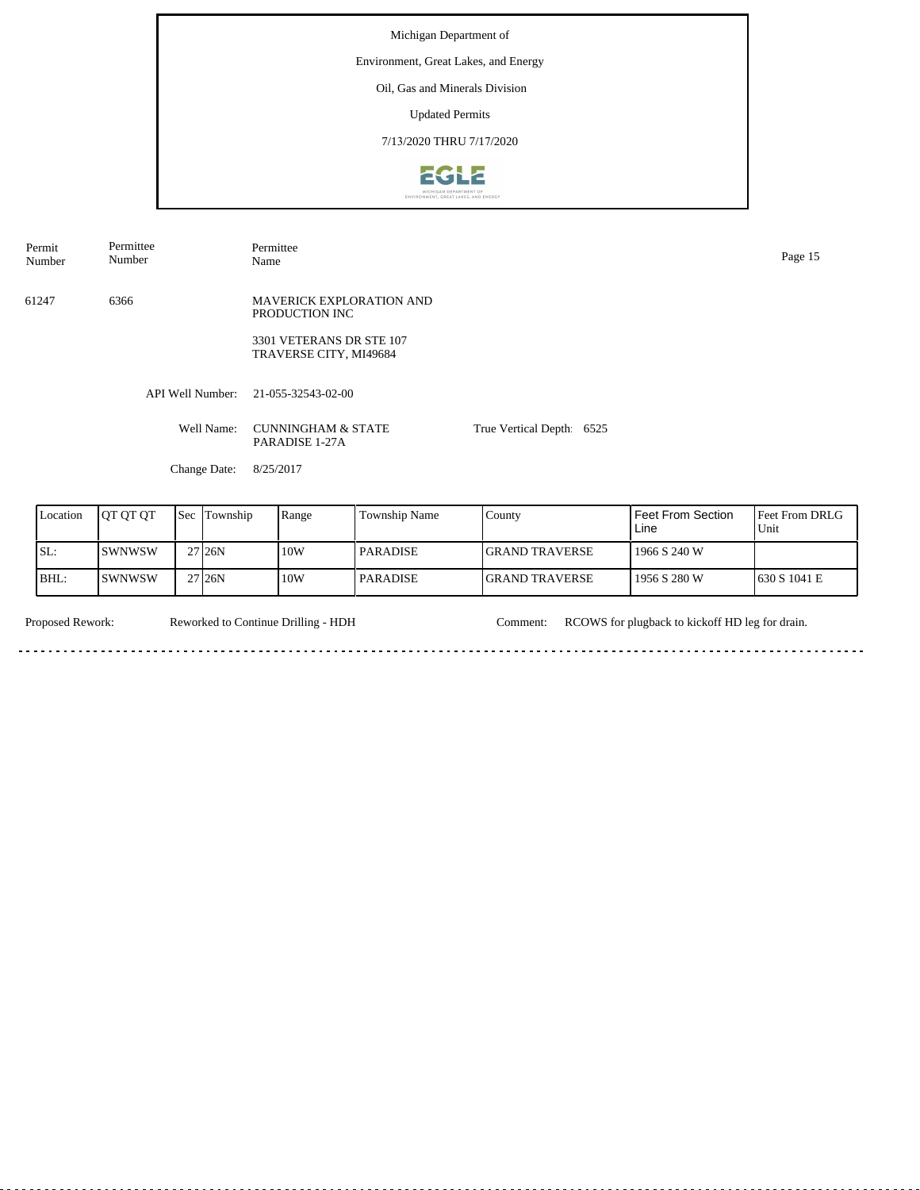Michigan Department of

Environment, Great Lakes, and Energy

Oil, Gas and Minerals Division

Updated Permits

7/13/2020 THRU 7/17/2020

| Permit Number | Permittee Number | Permittee Name |
|---|---|---|
| 61247 | 6366 | MAVERICK EXPLORATION AND PRODUCTION INC<br>3301 VETERANS DR STE 107<br>TRAVERSE CITY, MI49684 |

API Well Number: 21-055-32543-02-00

Well Name: CUNNINGHAM & STATE PARADISE 1-27A

True Vertical Depth: 6525

Change Date: 8/25/2017

| Location | QT QT QT | Sec | Township | Range | Township Name | County | Feet From Section Line | Feet From DRLG Unit |
|---|---|---|---|---|---|---|---|---|
| SL: | SWNWSW | 27 | 26N | 10W | PARADISE | GRAND TRAVERSE | 1966 S 240 W | |
| BHL: | SWNWSW | 27 | 26N | 10W | PARADISE | GRAND TRAVERSE | 1956 S 280 W | 630 S 1041 E |

Proposed Rework: Reworked to Continue Drilling - HDH

Comment: RCOWS for plugback to kickoff HD leg for drain.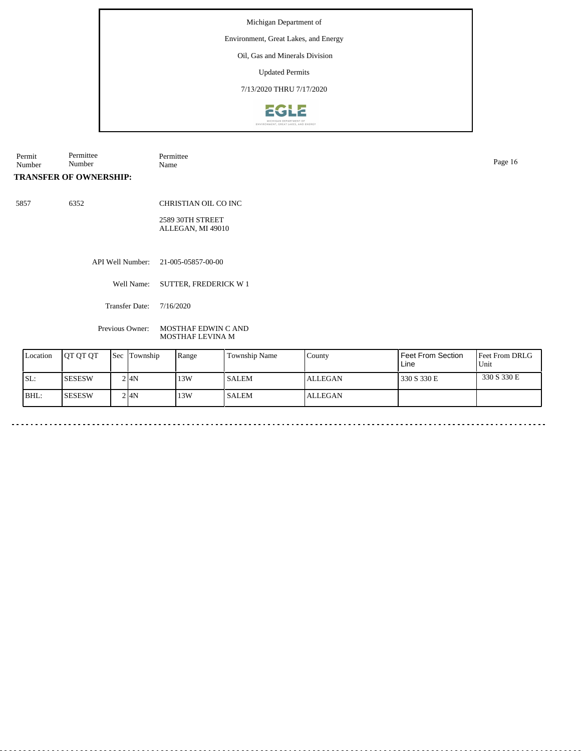Michigan Department of

Environment, Great Lakes, and Energy

Oil, Gas and Minerals Division

Updated Permits

7/13/2020 THRU 7/17/2020

| Permit Number | Permittee Number | Permittee Name |
|---|---|---|

**TRANSFER OF OWNERSHIP:**

5857 6352 CHRISTIAN OIL CO INC

2589 30TH STREET
ALLEGAN, MI 49010

API Well Number: 21-005-05857-00-00

Well Name: SUTTER, FREDERICK W 1

Transfer Date: 7/16/2020

Previous Owner: MOSTHAF EDWIN C AND MOSTHAF LEVINA M

| Location | QT QT QT | Sec | Township | Range | Township Name | County | Feet From Section Line | Feet From DRLG Unit |
|---|---|---|---|---|---|---|---|---|
| SL: | SESESW | 2 | 4N | 13W | SALEM | ALLEGAN | 330 S 330 E | 330 S 330 E |
| BHL: | SESESW | 2 | 4N | 13W | SALEM | ALLEGAN | | |